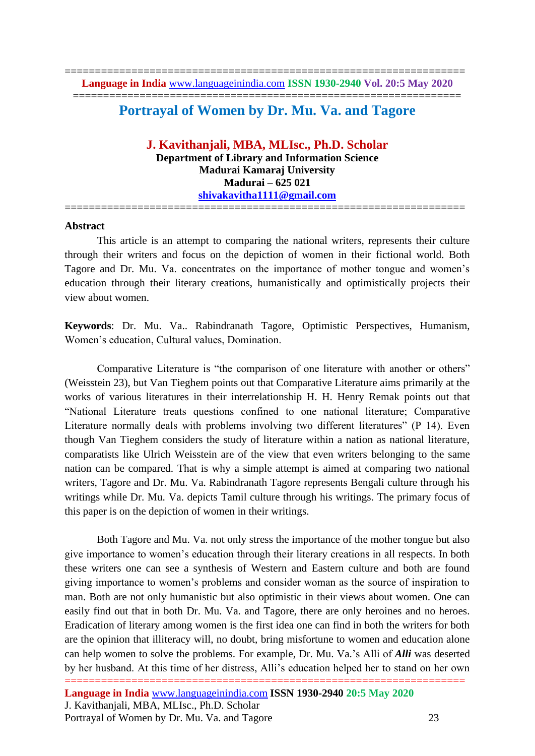# Portrayal of Women by Dr. Mu. Va. and Tagore

**J. Kavithanjali, MBA, MLIsc., Ph.D. Scholar**
**Department of Library and Information Science**
**Madurai Kamaraj University**
**Madurai – 625 021**
**shivakavitha1111@gmail.com**

## Abstract

This article is an attempt to comparing the national writers, represents their culture through their writers and focus on the depiction of women in their fictional world. Both Tagore and Dr. Mu. Va. concentrates on the importance of mother tongue and women's education through their literary creations, humanistically and optimistically projects their view about women.

**Keywords**: Dr. Mu. Va.. Rabindranath Tagore, Optimistic Perspectives, Humanism, Women's education, Cultural values, Domination.

Comparative Literature is "the comparison of one literature with another or others" (Weisstein 23), but Van Tieghem points out that Comparative Literature aims primarily at the works of various literatures in their interrelationship H. H. Henry Remak points out that "National Literature treats questions confined to one national literature; Comparative Literature normally deals with problems involving two different literatures" (P 14). Even though Van Tieghem considers the study of literature within a nation as national literature, comparatists like Ulrich Weisstein are of the view that even writers belonging to the same nation can be compared. That is why a simple attempt is aimed at comparing two national writers, Tagore and Dr. Mu. Va. Rabindranath Tagore represents Bengali culture through his writings while Dr. Mu. Va. depicts Tamil culture through his writings. The primary focus of this paper is on the depiction of women in their writings.

Both Tagore and Mu. Va. not only stress the importance of the mother tongue but also give importance to women's education through their literary creations in all respects. In both these writers one can see a synthesis of Western and Eastern culture and both are found giving importance to women's problems and consider woman as the source of inspiration to man. Both are not only humanistic but also optimistic in their views about women. One can easily find out that in both Dr. Mu. Va. and Tagore, there are only heroines and no heroes. Eradication of literary among women is the first idea one can find in both the writers for both are the opinion that illiteracy will, no doubt, bring misfortune to women and education alone can help women to solve the problems. For example, Dr. Mu. Va.'s Alli of ***Alli*** was deserted by her husband. At this time of her distress, Alli's education helped her to stand on her own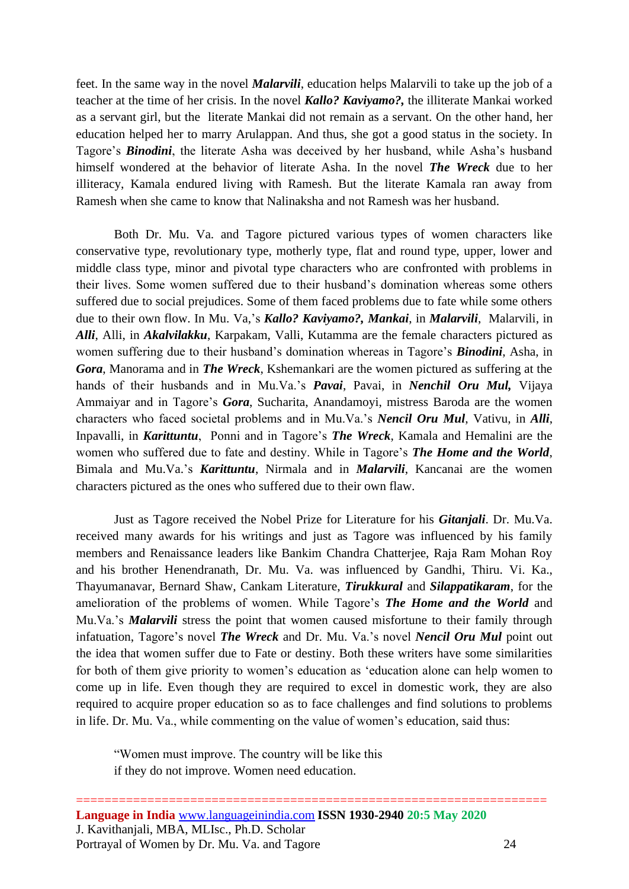feet. In the same way in the novel ***Malarvili***, education helps Malarvili to take up the job of a teacher at the time of her crisis. In the novel ***Kallo? Kaviyamo?,*** the illiterate Mankai worked as a servant girl, but the literate Mankai did not remain as a servant. On the other hand, her education helped her to marry Arulappan. And thus, she got a good status in the society. In Tagore's ***Binodini***, the literate Asha was deceived by her husband, while Asha's husband himself wondered at the behavior of literate Asha. In the novel ***The Wreck*** due to her illiteracy, Kamala endured living with Ramesh. But the literate Kamala ran away from Ramesh when she came to know that Nalinaksha and not Ramesh was her husband.

Both Dr. Mu. Va. and Tagore pictured various types of women characters like conservative type, revolutionary type, motherly type, flat and round type, upper, lower and middle class type, minor and pivotal type characters who are confronted with problems in their lives. Some women suffered due to their husband's domination whereas some others suffered due to social prejudices. Some of them faced problems due to fate while some others due to their own flow. In Mu. Va,'s ***Kallo? Kaviyamo?, Mankai***, in ***Malarvili***, Malarvili, in ***Alli***, Alli, in ***Akalvilakku***, Karpakam, Valli, Kutamma are the female characters pictured as women suffering due to their husband's domination whereas in Tagore's ***Binodini***, Asha, in ***Gora***, Manorama and in ***The Wreck***, Kshemankari are the women pictured as suffering at the hands of their husbands and in Mu.Va.'s ***Pavai***, Pavai, in ***Nenchil Oru Mul,*** Vijaya Ammaiyar and in Tagore's ***Gora***, Sucharita, Anandamoyi, mistress Baroda are the women characters who faced societal problems and in Mu.Va.'s ***Nencil Oru Mul***, Vativu, in ***Alli***, Inpavalli, in ***Karittuntu***, Ponni and in Tagore's ***The Wreck***, Kamala and Hemalini are the women who suffered due to fate and destiny. While in Tagore's ***The Home and the World***, Bimala and Mu.Va.'s ***Karittuntu***, Nirmala and in ***Malarvili***, Kancanai are the women characters pictured as the ones who suffered due to their own flaw.

Just as Tagore received the Nobel Prize for Literature for his ***Gitanjali***. Dr. Mu.Va. received many awards for his writings and just as Tagore was influenced by his family members and Renaissance leaders like Bankim Chandra Chatterjee, Raja Ram Mohan Roy and his brother Henendranath, Dr. Mu. Va. was influenced by Gandhi, Thiru. Vi. Ka., Thayumanavar, Bernard Shaw, Cankam Literature, ***Tirukkural*** and ***Silappatikaram***, for the amelioration of the problems of women. While Tagore's ***The Home and the World*** and Mu.Va.'s ***Malarvili*** stress the point that women caused misfortune to their family through infatuation, Tagore's novel ***The Wreck*** and Dr. Mu. Va.'s novel ***Nencil Oru Mul*** point out the idea that women suffer due to Fate or destiny. Both these writers have some similarities for both of them give priority to women's education as 'education alone can help women to come up in life. Even though they are required to excel in domestic work, they are also required to acquire proper education so as to face challenges and find solutions to problems in life. Dr. Mu. Va., while commenting on the value of women's education, said thus:

> "Women must improve. The country will be like this
> if they do not improve. Women need education.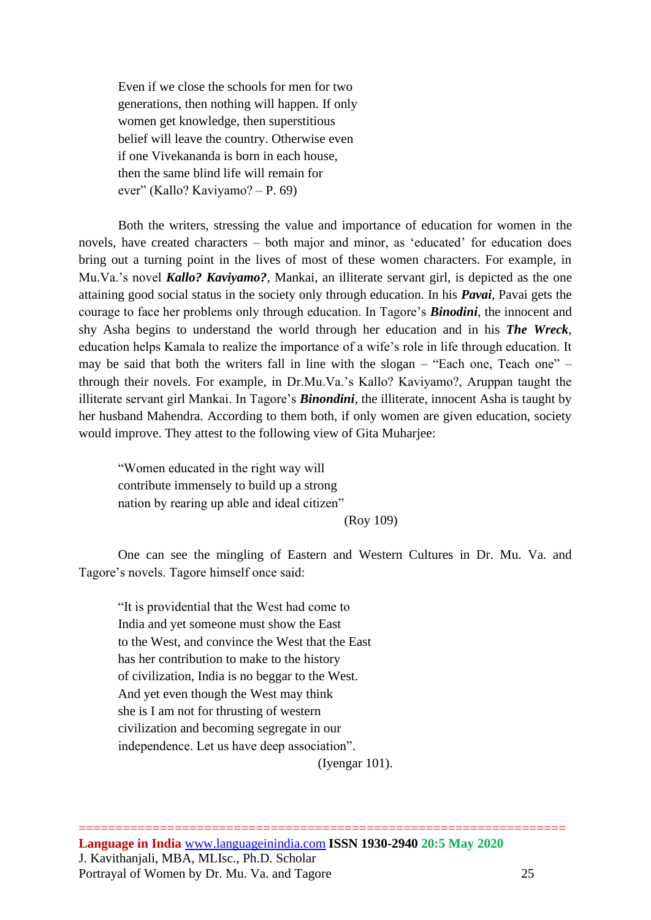> Even if we close the schools for men for two
> generations, then nothing will happen. If only
> women get knowledge, then superstitious
> belief will leave the country. Otherwise even
> if one Vivekananda is born in each house,
> then the same blind life will remain for
> ever" (Kallo? Kaviyamo? – P. 69)

Both the writers, stressing the value and importance of education for women in the novels, have created characters – both major and minor, as 'educated' for education does bring out a turning point in the lives of most of these women characters. For example, in Mu.Va.'s novel ***Kallo? Kaviyamo?***, Mankai, an illiterate servant girl, is depicted as the one attaining good social status in the society only through education. In his ***Pavai***, Pavai gets the courage to face her problems only through education. In Tagore's ***Binodini***, the innocent and shy Asha begins to understand the world through her education and in his ***The Wreck***, education helps Kamala to realize the importance of a wife's role in life through education. It may be said that both the writers fall in line with the slogan – "Each one, Teach one" – through their novels. For example, in Dr.Mu.Va.'s Kallo? Kaviyamo?, Aruppan taught the illiterate servant girl Mankai. In Tagore's ***Binondini***, the illiterate, innocent Asha is taught by her husband Mahendra. According to them both, if only women are given education, society would improve. They attest to the following view of Gita Muharjee:

> "Women educated in the right way will
> contribute immensely to build up a strong
> nation by rearing up able and ideal citizen"
>
> (Roy 109)

One can see the mingling of Eastern and Western Cultures in Dr. Mu. Va. and Tagore's novels. Tagore himself once said:

> "It is providential that the West had come to
> India and yet someone must show the East
> to the West, and convince the West that the East
> has her contribution to make to the history
> of civilization, India is no beggar to the West.
> And yet even though the West may think
> she is I am not for thrusting of western
> civilization and becoming segregate in our
> independence. Let us have deep association".
>
> (Iyengar 101).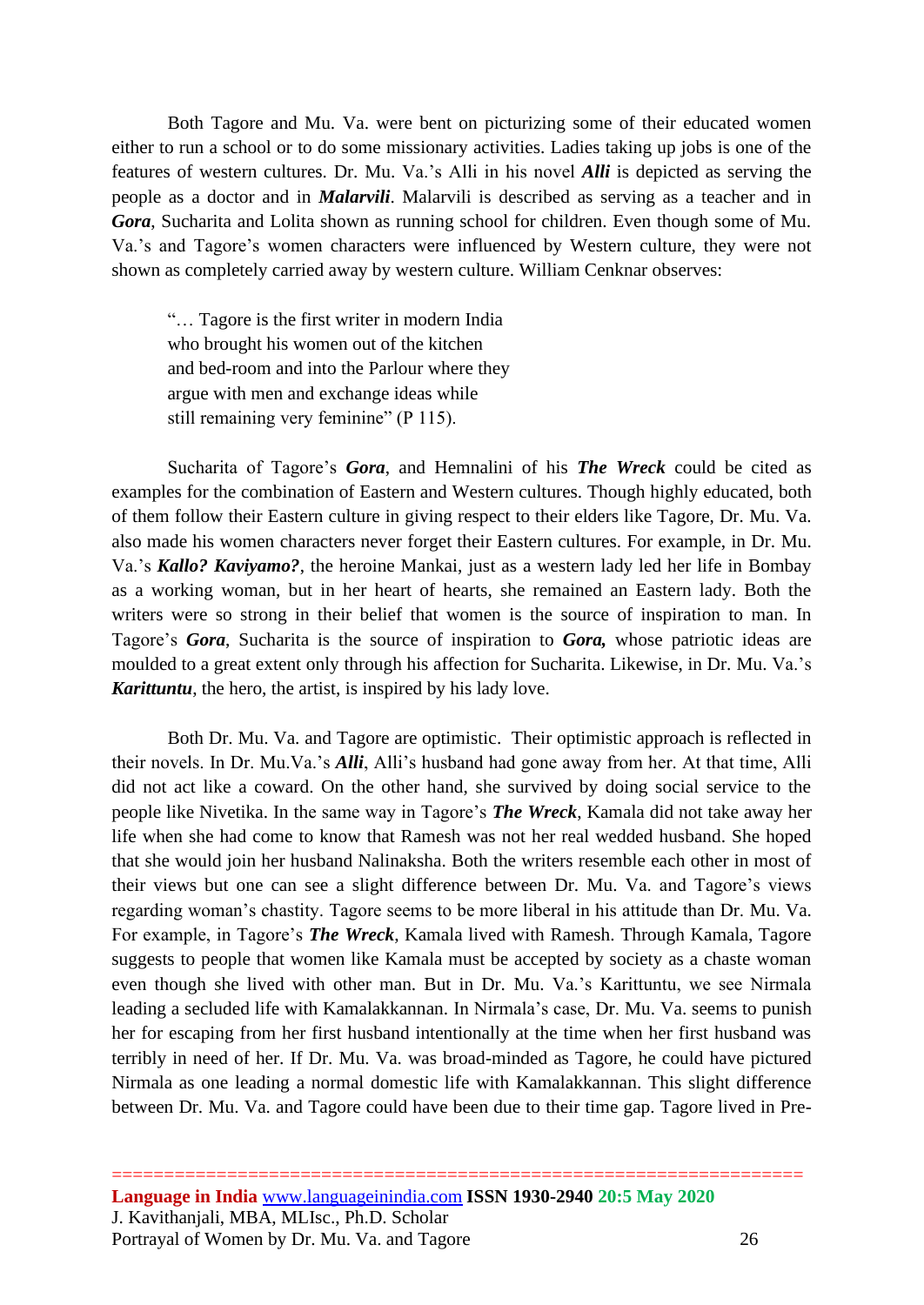Both Tagore and Mu. Va. were bent on picturizing some of their educated women either to run a school or to do some missionary activities. Ladies taking up jobs is one of the features of western cultures. Dr. Mu. Va.'s Alli in his novel ***Alli*** is depicted as serving the people as a doctor and in ***Malarvili***. Malarvili is described as serving as a teacher and in ***Gora***, Sucharita and Lolita shown as running school for children. Even though some of Mu. Va.'s and Tagore's women characters were influenced by Western culture, they were not shown as completely carried away by western culture. William Cenknar observes:

> "… Tagore is the first writer in modern India
> who brought his women out of the kitchen
> and bed-room and into the Parlour where they
> argue with men and exchange ideas while
> still remaining very feminine" (P 115).

Sucharita of Tagore's ***Gora***, and Hemnalini of his ***The Wreck*** could be cited as examples for the combination of Eastern and Western cultures. Though highly educated, both of them follow their Eastern culture in giving respect to their elders like Tagore, Dr. Mu. Va. also made his women characters never forget their Eastern cultures. For example, in Dr. Mu. Va.'s ***Kallo? Kaviyamo?***, the heroine Mankai, just as a western lady led her life in Bombay as a working woman, but in her heart of hearts, she remained an Eastern lady. Both the writers were so strong in their belief that women is the source of inspiration to man. In Tagore's ***Gora***, Sucharita is the source of inspiration to ***Gora,*** whose patriotic ideas are moulded to a great extent only through his affection for Sucharita. Likewise, in Dr. Mu. Va.'s ***Karittuntu***, the hero, the artist, is inspired by his lady love.

Both Dr. Mu. Va. and Tagore are optimistic. Their optimistic approach is reflected in their novels. In Dr. Mu.Va.'s ***Alli***, Alli's husband had gone away from her. At that time, Alli did not act like a coward. On the other hand, she survived by doing social service to the people like Nivetika. In the same way in Tagore's ***The Wreck***, Kamala did not take away her life when she had come to know that Ramesh was not her real wedded husband. She hoped that she would join her husband Nalinaksha. Both the writers resemble each other in most of their views but one can see a slight difference between Dr. Mu. Va. and Tagore's views regarding woman's chastity. Tagore seems to be more liberal in his attitude than Dr. Mu. Va. For example, in Tagore's ***The Wreck***, Kamala lived with Ramesh. Through Kamala, Tagore suggests to people that women like Kamala must be accepted by society as a chaste woman even though she lived with other man. But in Dr. Mu. Va.'s Karittuntu, we see Nirmala leading a secluded life with Kamalakkannan. In Nirmala's case, Dr. Mu. Va. seems to punish her for escaping from her first husband intentionally at the time when her first husband was terribly in need of her. If Dr. Mu. Va. was broad-minded as Tagore, he could have pictured Nirmala as one leading a normal domestic life with Kamalakkannan. This slight difference between Dr. Mu. Va. and Tagore could have been due to their time gap. Tagore lived in Pre-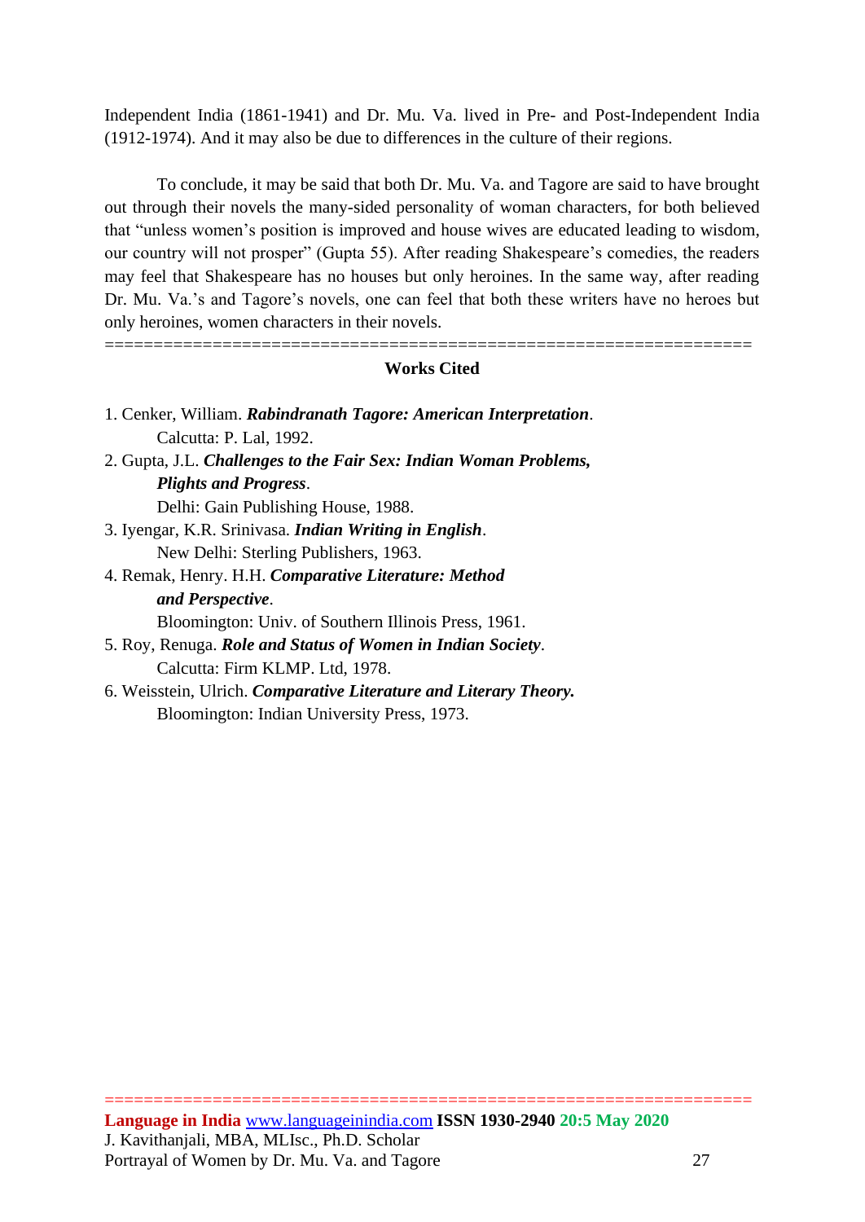Independent India (1861-1941) and Dr. Mu. Va. lived in Pre- and Post-Independent India (1912-1974). And it may also be due to differences in the culture of their regions.

To conclude, it may be said that both Dr. Mu. Va. and Tagore are said to have brought out through their novels the many-sided personality of woman characters, for both believed that "unless women's position is improved and house wives are educated leading to wisdom, our country will not prosper" (Gupta 55). After reading Shakespeare's comedies, the readers may feel that Shakespeare has no houses but only heroines. In the same way, after reading Dr. Mu. Va.'s and Tagore's novels, one can feel that both these writers have no heroes but only heroines, women characters in their novels.

================================================================

## Works Cited

1. Cenker, William. ***Rabindranath Tagore: American Interpretation***. Calcutta: P. Lal, 1992.
2. Gupta, J.L. ***Challenges to the Fair Sex: Indian Woman Problems, Plights and Progress***. Delhi: Gain Publishing House, 1988.
3. Iyengar, K.R. Srinivasa. ***Indian Writing in English***. New Delhi: Sterling Publishers, 1963.
4. Remak, Henry. H.H. ***Comparative Literature: Method and Perspective***. Bloomington: Univ. of Southern Illinois Press, 1961.
5. Roy, Renuga. ***Role and Status of Women in Indian Society***. Calcutta: Firm KLMP. Ltd, 1978.
6. Weisstein, Ulrich. ***Comparative Literature and Literary Theory.*** Bloomington: Indian University Press, 1973.